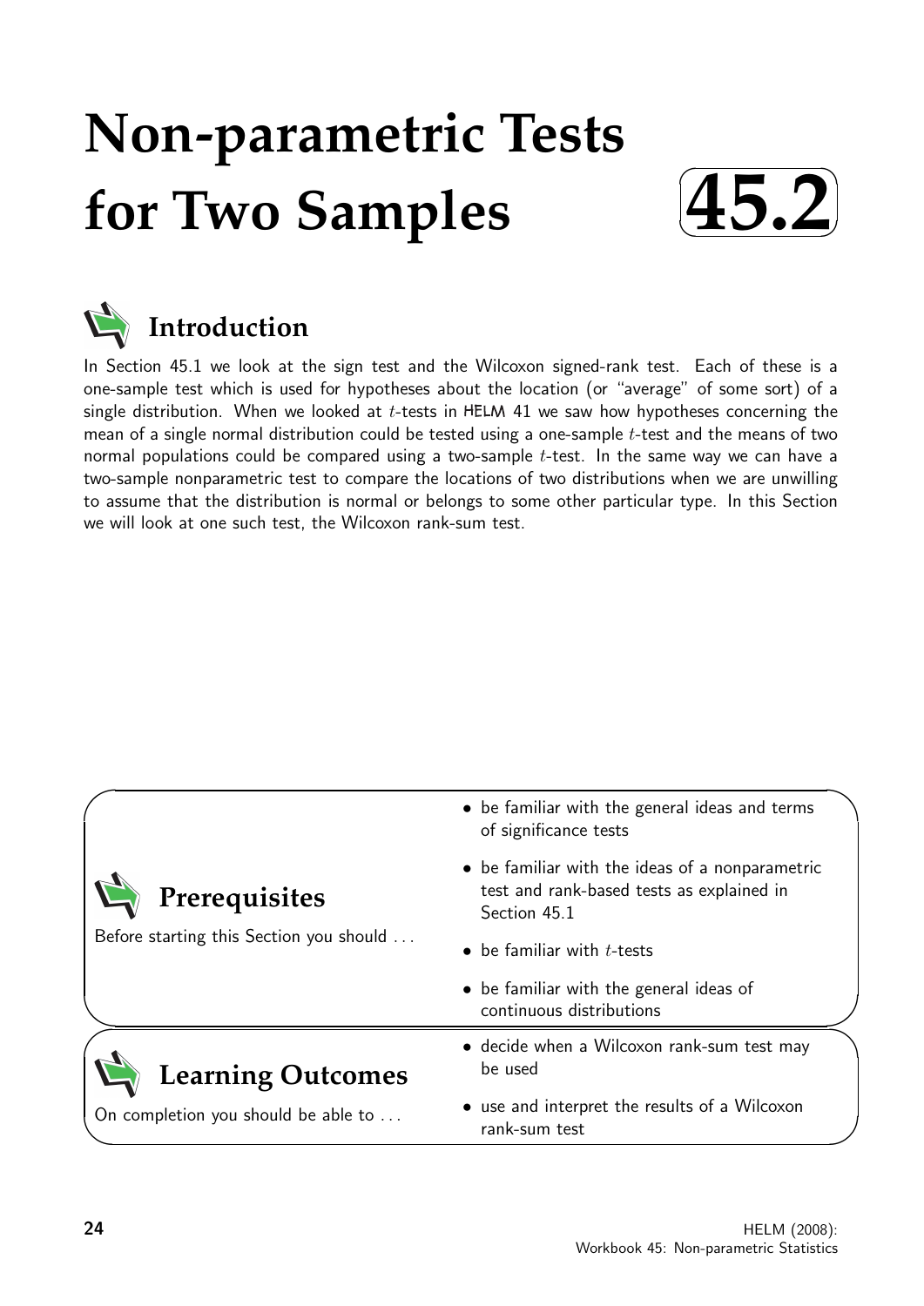# Non-parametric Tests for Two Samples

**45.2**

## Introduction

In Section 45.1 we look at the sign test and the Wilcoxon signed-rank test. Each of these is a one-sample test which is used for hypotheses about the location (or "average" of some sort) of a single distribution. When we looked at $t$-tests in HELM 41 we saw how hypotheses concerning the mean of a single normal distribution could be tested using a one-sample $t$-test and the means of two normal populations could be compared using a two-sample $t$-test. In the same way we can have a two-sample nonparametric test to compare the locations of two distributions when we are unwilling to assume that the distribution is normal or belongs to some other particular type. In this Section we will look at one such test, the Wilcoxon rank-sum test.

## Prerequisites

Before starting this Section you should ...

- be familiar with the general ideas and terms of significance tests
- be familiar with the ideas of a nonparametric test and rank-based tests as explained in Section 45.1
- be familiar with $t$-tests
- be familiar with the general ideas of continuous distributions

## Learning Outcomes

On completion you should be able to ...

- decide when a Wilcoxon rank-sum test may be used
- use and interpret the results of a Wilcoxon rank-sum test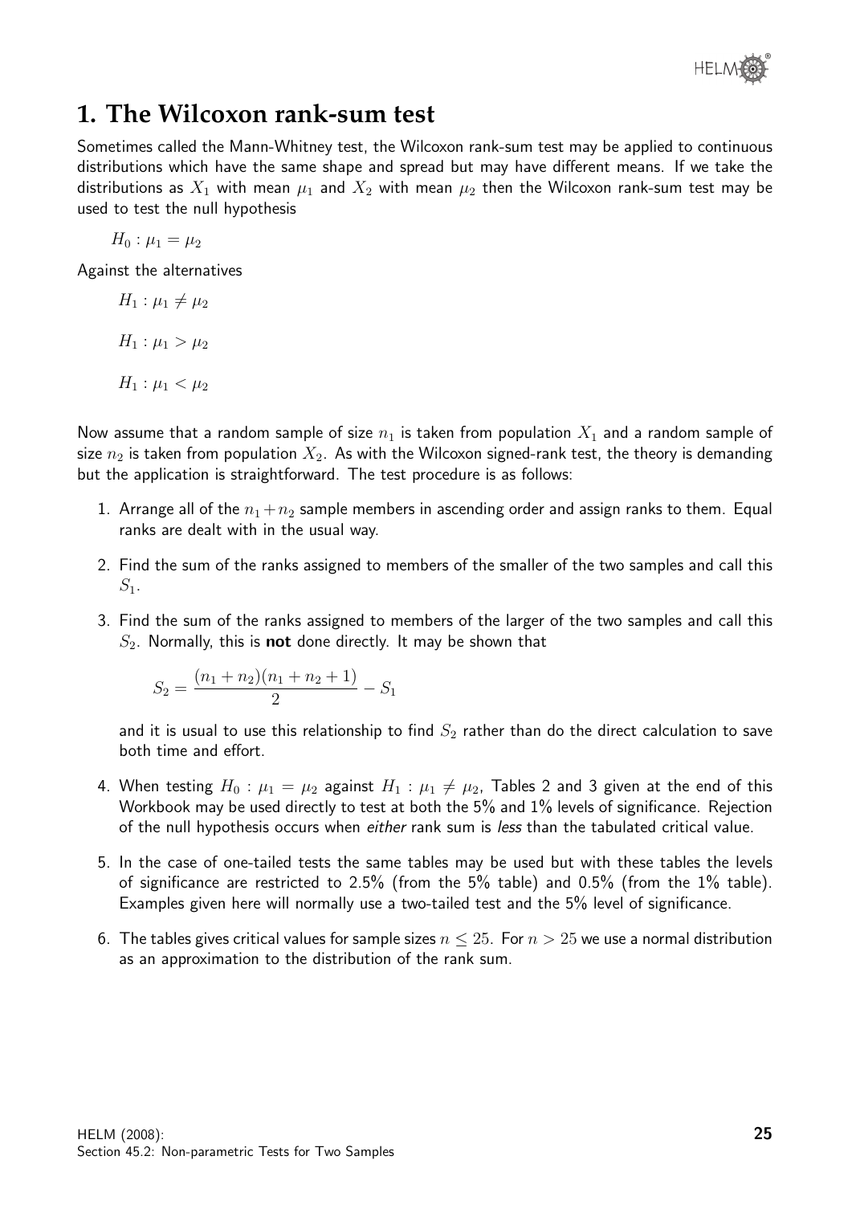## 1. The Wilcoxon rank-sum test

Sometimes called the Mann-Whitney test, the Wilcoxon rank-sum test may be applied to continuous distributions which have the same shape and spread but may have different means. If we take the distributions as $X_1$ with mean $\mu_1$ and $X_2$ with mean $\mu_2$ then the Wilcoxon rank-sum test may be used to test the null hypothesis

$H_0 : \mu_1 = \mu_2$

Against the alternatives

$H_1 : \mu_1 \neq \mu_2$

$H_1 : \mu_1 > \mu_2$

$H_1 : \mu_1 < \mu_2$

Now assume that a random sample of size $n_1$ is taken from population $X_1$ and a random sample of size $n_2$ is taken from population $X_2$. As with the Wilcoxon signed-rank test, the theory is demanding but the application is straightforward. The test procedure is as follows:

1. Arrange all of the $n_1 + n_2$ sample members in ascending order and assign ranks to them. Equal ranks are dealt with in the usual way.

2. Find the sum of the ranks assigned to members of the smaller of the two samples and call this $S_1$.

3. Find the sum of the ranks assigned to members of the larger of the two samples and call this $S_2$. Normally, this is **not** done directly. It may be shown that

$$S_2 = \frac{(n_1 + n_2)(n_1 + n_2 + 1)}{2} - S_1$$

   and it is usual to use this relationship to find $S_2$ rather than do the direct calculation to save both time and effort.

4. When testing $H_0 : \mu_1 = \mu_2$ against $H_1 : \mu_1 \neq \mu_2$, Tables 2 and 3 given at the end of this Workbook may be used directly to test at both the 5% and 1% levels of significance. Rejection of the null hypothesis occurs when *either* rank sum is *less* than the tabulated critical value.

5. In the case of one-tailed tests the same tables may be used but with these tables the levels of significance are restricted to 2.5% (from the 5% table) and 0.5% (from the 1% table). Examples given here will normally use a two-tailed test and the 5% level of significance.

6. The tables gives critical values for sample sizes $n \leq 25$. For $n > 25$ we use a normal distribution as an approximation to the distribution of the rank sum.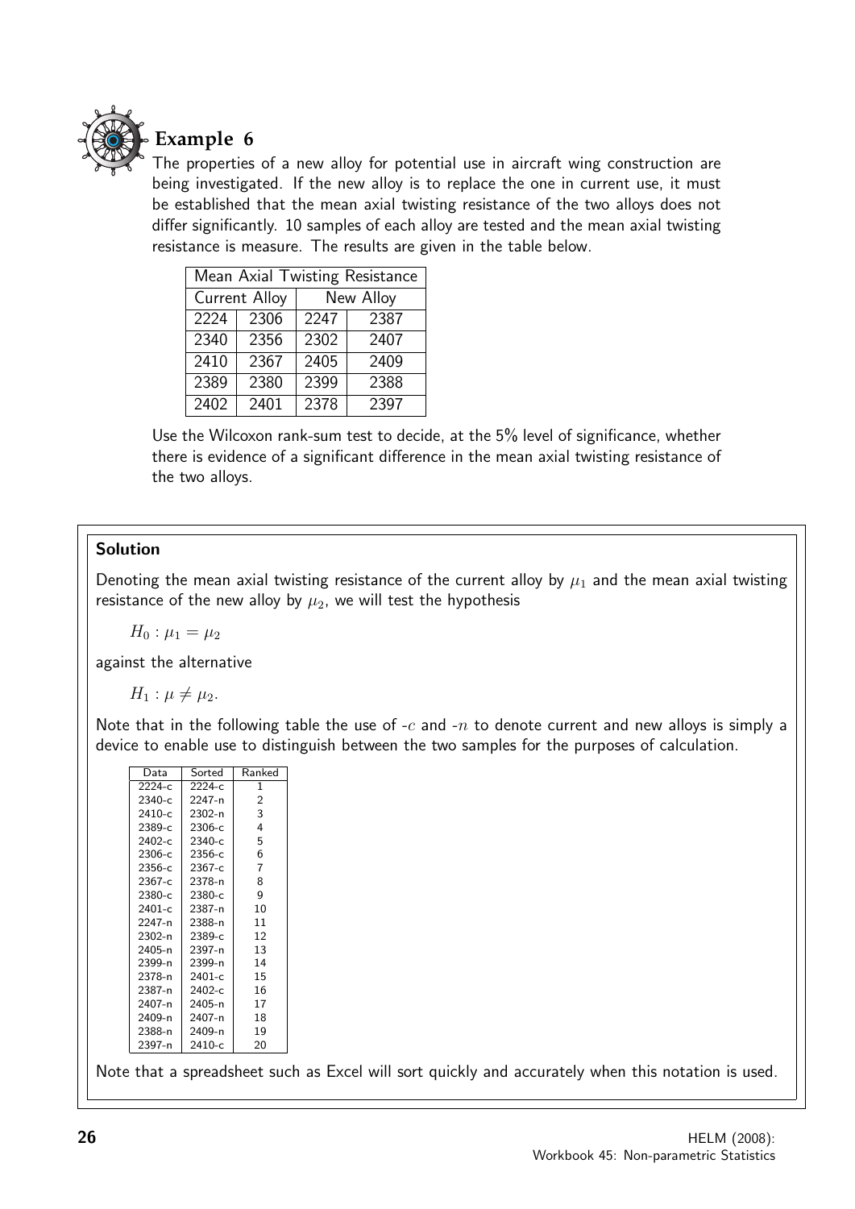## Example 6

The properties of a new alloy for potential use in aircraft wing construction are being investigated. If the new alloy is to replace the one in current use, it must be established that the mean axial twisting resistance of the two alloys does not differ significantly. 10 samples of each alloy are tested and the mean axial twisting resistance is measure. The results are given in the table below.

| Mean Axial Twisting Resistance | | | |
|---|---|---|---|
| Current Alloy | | New Alloy | |
| 2224 | 2306 | 2247 | 2387 |
| 2340 | 2356 | 2302 | 2407 |
| 2410 | 2367 | 2405 | 2409 |
| 2389 | 2380 | 2399 | 2388 |
| 2402 | 2401 | 2378 | 2397 |

Use the Wilcoxon rank-sum test to decide, at the 5% level of significance, whether there is evidence of a significant difference in the mean axial twisting resistance of the two alloys.

**Solution**

Denoting the mean axial twisting resistance of the current alloy by $\mu_1$ and the mean axial twisting resistance of the new alloy by $\mu_2$, we will test the hypothesis

$H_0 : \mu_1 = \mu_2$

against the alternative

$H_1 : \mu \neq \mu_2.$

Note that in the following table the use of -$c$ and -$n$ to denote current and new alloys is simply a device to enable use to distinguish between the two samples for the purposes of calculation.

| Data | Sorted | Ranked |
|---|---|---|
| 2224-c | 2224-c | 1 |
| 2340-c | 2247-n | 2 |
| 2410-c | 2302-n | 3 |
| 2389-c | 2306-c | 4 |
| 2402-c | 2340-c | 5 |
| 2306-c | 2356-c | 6 |
| 2356-c | 2367-c | 7 |
| 2367-c | 2378-n | 8 |
| 2380-c | 2380-c | 9 |
| 2401-c | 2387-n | 10 |
| 2247-n | 2388-n | 11 |
| 2302-n | 2389-c | 12 |
| 2405-n | 2397-n | 13 |
| 2399-n | 2399-n | 14 |
| 2378-n | 2401-c | 15 |
| 2387-n | 2402-c | 16 |
| 2407-n | 2405-n | 17 |
| 2409-n | 2407-n | 18 |
| 2388-n | 2409-n | 19 |
| 2397-n | 2410-c | 20 |

Note that a spreadsheet such as Excel will sort quickly and accurately when this notation is used.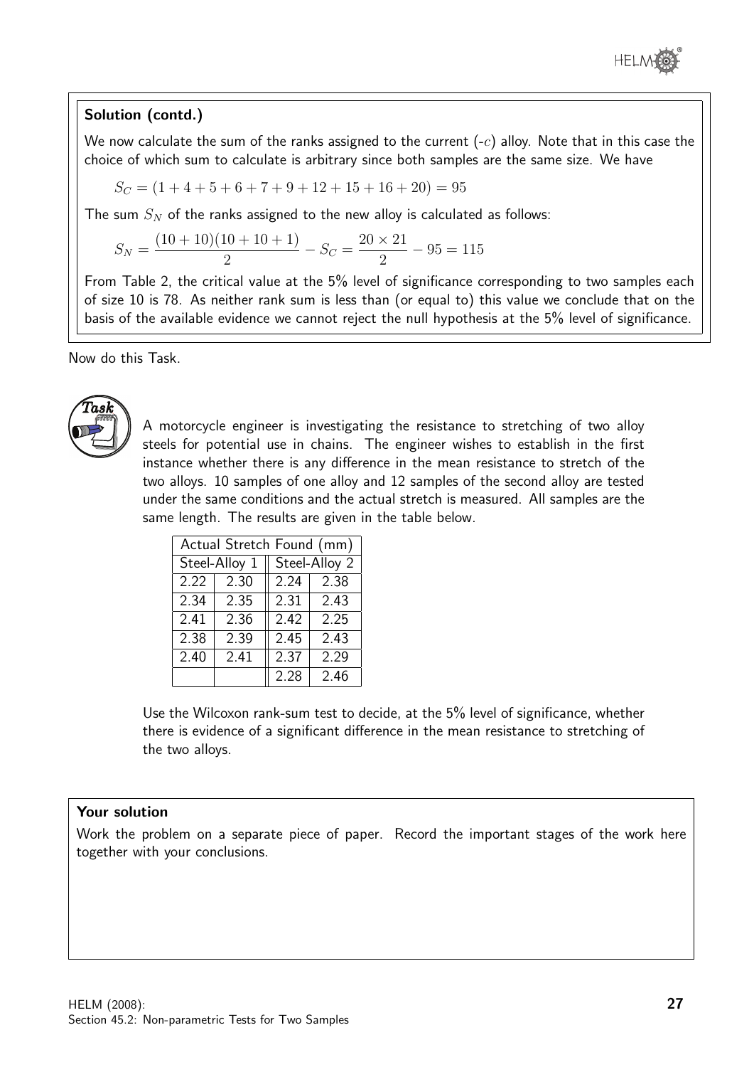**Solution (contd.)**

We now calculate the sum of the ranks assigned to the current (-$c$) alloy. Note that in this case the choice of which sum to calculate is arbitrary since both samples are the same size. We have

$$S_C = (1 + 4 + 5 + 6 + 7 + 9 + 12 + 15 + 16 + 20) = 95$$

The sum $S_N$ of the ranks assigned to the new alloy is calculated as follows:

$$S_N = \frac{(10 + 10)(10 + 10 + 1)}{2} - S_C = \frac{20 \times 21}{2} - 95 = 115$$

From Table 2, the critical value at the 5% level of significance corresponding to two samples each of size 10 is 78. As neither rank sum is less than (or equal to) this value we conclude that on the basis of the available evidence we cannot reject the null hypothesis at the 5% level of significance.

Now do this Task.

**Task**

A motorcycle engineer is investigating the resistance to stretching of two alloy steels for potential use in chains. The engineer wishes to establish in the first instance whether there is any difference in the mean resistance to stretch of the two alloys. 10 samples of one alloy and 12 samples of the second alloy are tested under the same conditions and the actual stretch is measured. All samples are the same length. The results are given in the table below.

| Actual Stretch Found (mm) | | | |
|---|---|---|---|
| Steel-Alloy 1 | | Steel-Alloy 2 | |
| 2.22 | 2.30 | 2.24 | 2.38 |
| 2.34 | 2.35 | 2.31 | 2.43 |
| 2.41 | 2.36 | 2.42 | 2.25 |
| 2.38 | 2.39 | 2.45 | 2.43 |
| 2.40 | 2.41 | 2.37 | 2.29 |
| | | 2.28 | 2.46 |

Use the Wilcoxon rank-sum test to decide, at the 5% level of significance, whether there is evidence of a significant difference in the mean resistance to stretching of the two alloys.

**Your solution**

Work the problem on a separate piece of paper. Record the important stages of the work here together with your conclusions.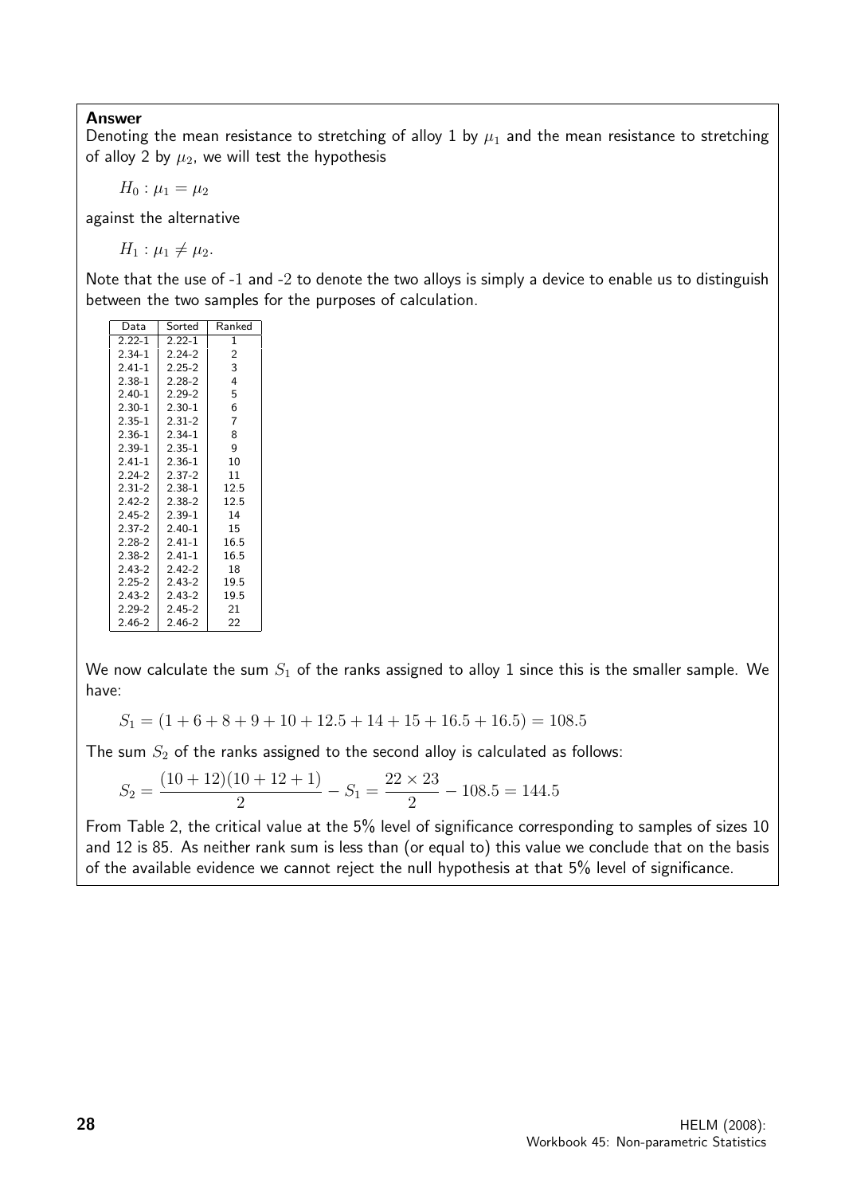**Answer**

Denoting the mean resistance to stretching of alloy 1 by $\mu_1$ and the mean resistance to stretching of alloy 2 by $\mu_2$, we will test the hypothesis

$H_0 : \mu_1 = \mu_2$

against the alternative

$H_1 : \mu_1 \neq \mu_2$.

Note that the use of -1 and -2 to denote the two alloys is simply a device to enable us to distinguish between the two samples for the purposes of calculation.

| Data | Sorted | Ranked |
|---|---|---|
| 2.22-1 | 2.22-1 | 1 |
| 2.34-1 | 2.24-2 | 2 |
| 2.41-1 | 2.25-2 | 3 |
| 2.38-1 | 2.28-2 | 4 |
| 2.40-1 | 2.29-2 | 5 |
| 2.30-1 | 2.30-1 | 6 |
| 2.35-1 | 2.31-2 | 7 |
| 2.36-1 | 2.34-1 | 8 |
| 2.39-1 | 2.35-1 | 9 |
| 2.41-1 | 2.36-1 | 10 |
| 2.24-2 | 2.37-2 | 11 |
| 2.31-2 | 2.38-1 | 12.5 |
| 2.42-2 | 2.38-2 | 12.5 |
| 2.45-2 | 2.39-1 | 14 |
| 2.37-2 | 2.40-1 | 15 |
| 2.28-2 | 2.41-1 | 16.5 |
| 2.38-2 | 2.41-1 | 16.5 |
| 2.43-2 | 2.42-2 | 18 |
| 2.25-2 | 2.43-2 | 19.5 |
| 2.43-2 | 2.43-2 | 19.5 |
| 2.29-2 | 2.45-2 | 21 |
| 2.46-2 | 2.46-2 | 22 |

We now calculate the sum $S_1$ of the ranks assigned to alloy 1 since this is the smaller sample. We have:

$$S_1 = (1 + 6 + 8 + 9 + 10 + 12.5 + 14 + 15 + 16.5 + 16.5) = 108.5$$

The sum $S_2$ of the ranks assigned to the second alloy is calculated as follows:

$$S_2 = \frac{(10 + 12)(10 + 12 + 1)}{2} - S_1 = \frac{22 \times 23}{2} - 108.5 = 144.5$$

From Table 2, the critical value at the 5% level of significance corresponding to samples of sizes 10 and 12 is 85. As neither rank sum is less than (or equal to) this value we conclude that on the basis of the available evidence we cannot reject the null hypothesis at that 5% level of significance.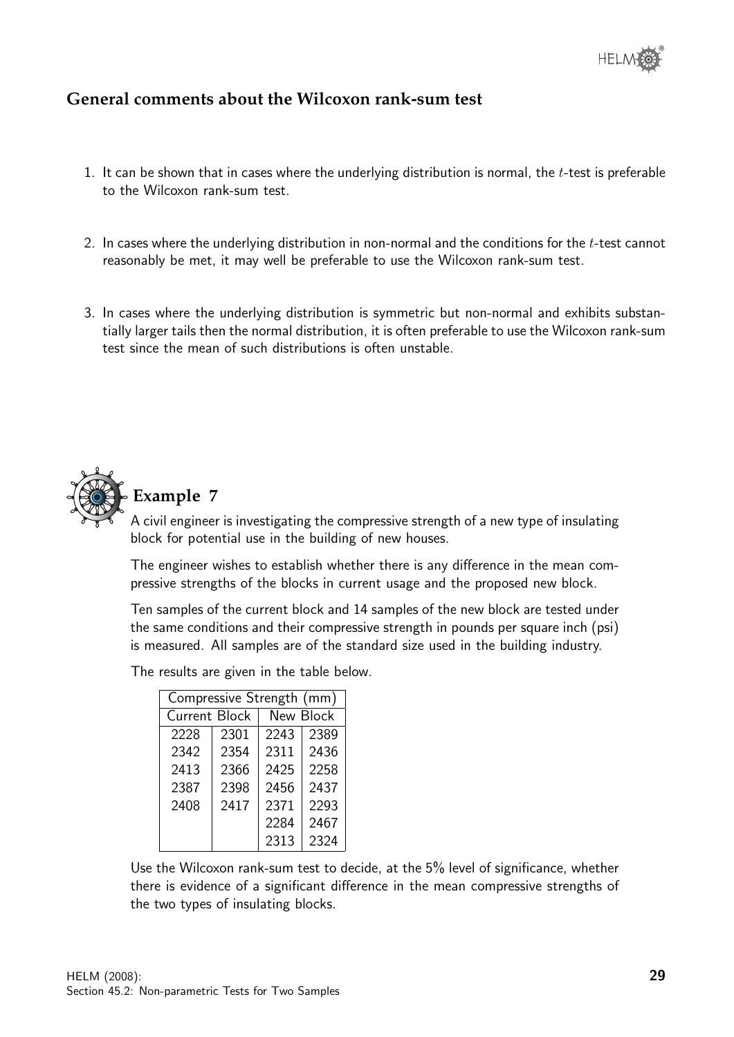## General comments about the Wilcoxon rank-sum test

1. It can be shown that in cases where the underlying distribution is normal, the $t$-test is preferable to the Wilcoxon rank-sum test.

2. In cases where the underlying distribution in non-normal and the conditions for the $t$-test cannot reasonably be met, it may well be preferable to use the Wilcoxon rank-sum test.

3. In cases where the underlying distribution is symmetric but non-normal and exhibits substantially larger tails then the normal distribution, it is often preferable to use the Wilcoxon rank-sum test since the mean of such distributions is often unstable.

### Example 7

A civil engineer is investigating the compressive strength of a new type of insulating block for potential use in the building of new houses.

The engineer wishes to establish whether there is any difference in the mean compressive strengths of the blocks in current usage and the proposed new block.

Ten samples of the current block and 14 samples of the new block are tested under the same conditions and their compressive strength in pounds per square inch (psi) is measured. All samples are of the standard size used in the building industry.

The results are given in the table below.

| Compressive Strength (mm) | | | |
|---|---|---|---|
| Current Block | | New Block | |
| 2228 | 2301 | 2243 | 2389 |
| 2342 | 2354 | 2311 | 2436 |
| 2413 | 2366 | 2425 | 2258 |
| 2387 | 2398 | 2456 | 2437 |
| 2408 | 2417 | 2371 | 2293 |
| | | 2284 | 2467 |
| | | 2313 | 2324 |

Use the Wilcoxon rank-sum test to decide, at the 5% level of significance, whether there is evidence of a significant difference in the mean compressive strengths of the two types of insulating blocks.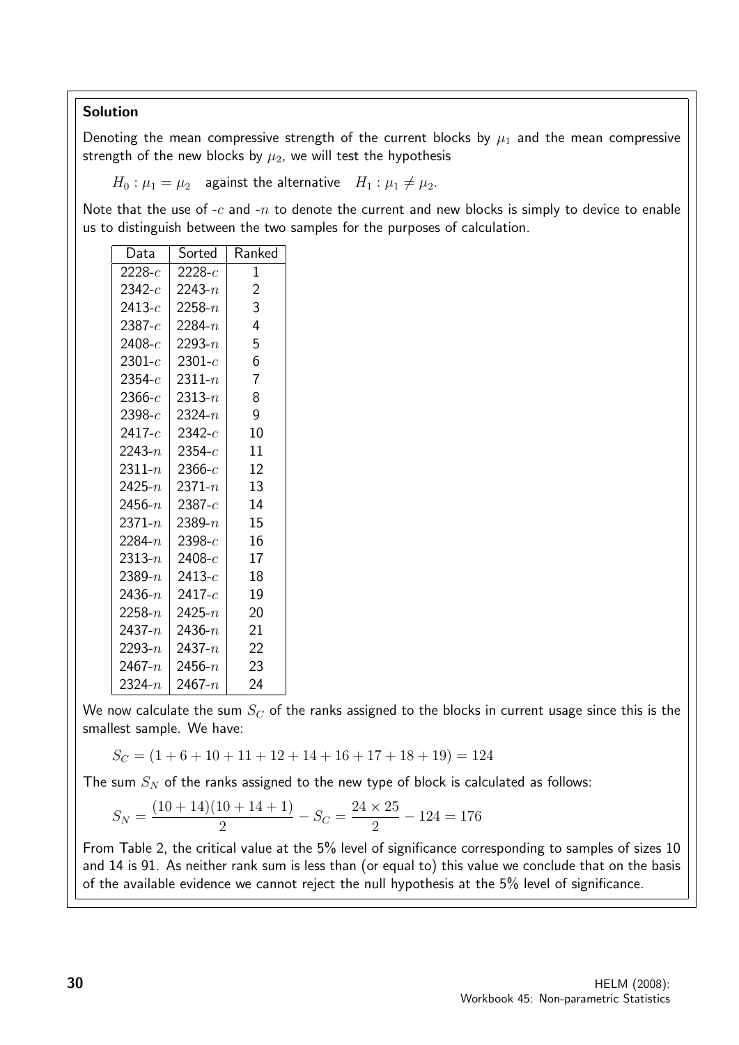**Solution**

Denoting the mean compressive strength of the current blocks by $\mu_1$ and the mean compressive strength of the new blocks by $\mu_2$, we will test the hypothesis

$H_0 : \mu_1 = \mu_2$ against the alternative $H_1 : \mu_1 \neq \mu_2$.

Note that the use of -$c$ and -$n$ to denote the current and new blocks is simply to device to enable us to distinguish between the two samples for the purposes of calculation.

| Data | Sorted | Ranked |
|---|---|---|
| 2228-$c$ | 2228-$c$ | 1 |
| 2342-$c$ | 2243-$n$ | 2 |
| 2413-$c$ | 2258-$n$ | 3 |
| 2387-$c$ | 2284-$n$ | 4 |
| 2408-$c$ | 2293-$n$ | 5 |
| 2301-$c$ | 2301-$c$ | 6 |
| 2354-$c$ | 2311-$n$ | 7 |
| 2366-$c$ | 2313-$n$ | 8 |
| 2398-$c$ | 2324-$n$ | 9 |
| 2417-$c$ | 2342-$c$ | 10 |
| 2243-$n$ | 2354-$c$ | 11 |
| 2311-$n$ | 2366-$c$ | 12 |
| 2425-$n$ | 2371-$n$ | 13 |
| 2456-$n$ | 2387-$c$ | 14 |
| 2371-$n$ | 2389-$n$ | 15 |
| 2284-$n$ | 2398-$c$ | 16 |
| 2313-$n$ | 2408-$c$ | 17 |
| 2389-$n$ | 2413-$c$ | 18 |
| 2436-$n$ | 2417-$c$ | 19 |
| 2258-$n$ | 2425-$n$ | 20 |
| 2437-$n$ | 2436-$n$ | 21 |
| 2293-$n$ | 2437-$n$ | 22 |
| 2467-$n$ | 2456-$n$ | 23 |
| 2324-$n$ | 2467-$n$ | 24 |

We now calculate the sum $S_C$ of the ranks assigned to the blocks in current usage since this is the smallest sample. We have:

$$S_C = (1 + 6 + 10 + 11 + 12 + 14 + 16 + 17 + 18 + 19) = 124$$

The sum $S_N$ of the ranks assigned to the new type of block is calculated as follows:

$$S_N = \frac{(10 + 14)(10 + 14 + 1)}{2} - S_C = \frac{24 \times 25}{2} - 124 = 176$$

From Table 2, the critical value at the 5% level of significance corresponding to samples of sizes 10 and 14 is 91. As neither rank sum is less than (or equal to) this value we conclude that on the basis of the available evidence we cannot reject the null hypothesis at the 5% level of significance.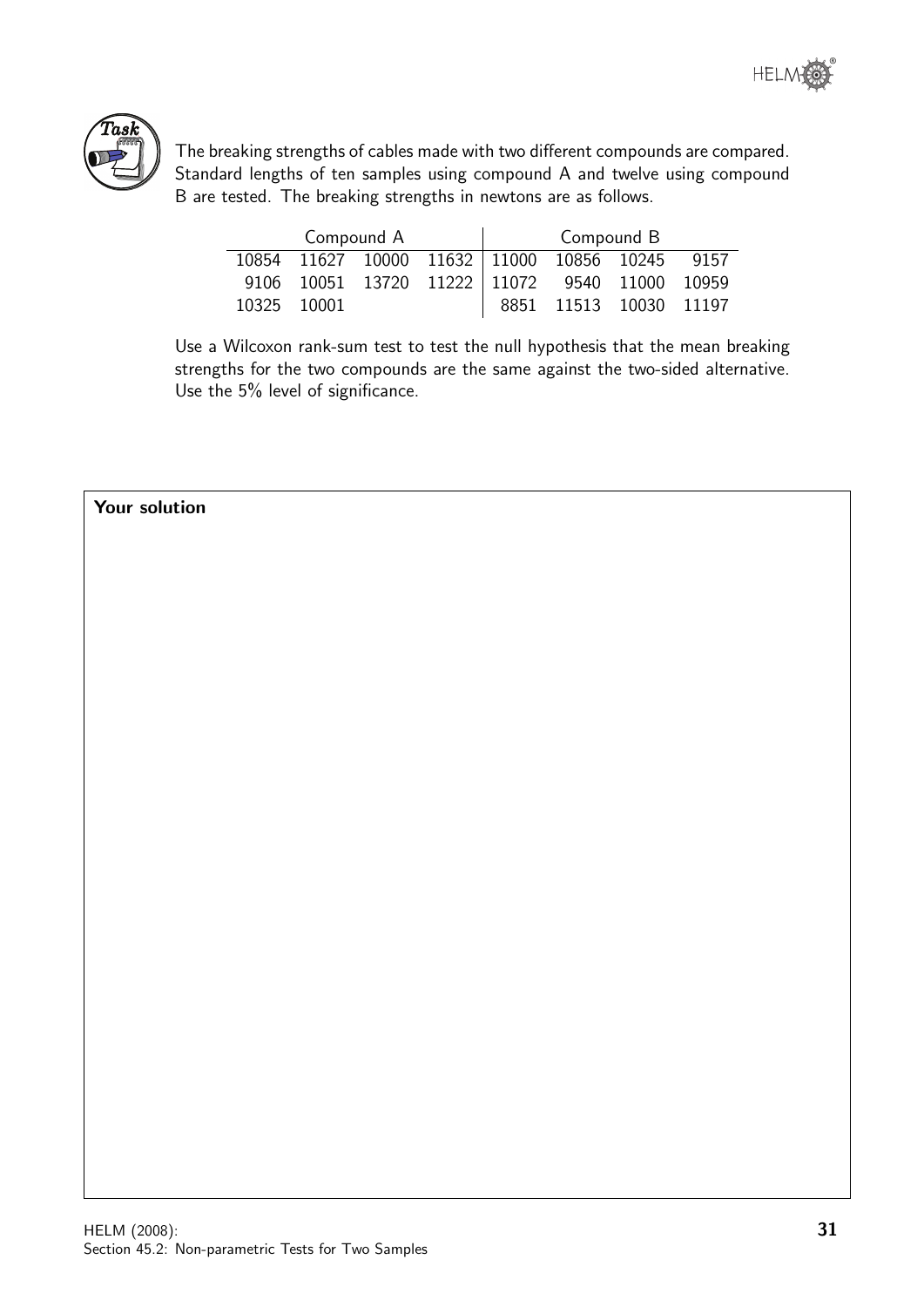**Task**

The breaking strengths of cables made with two different compounds are compared. Standard lengths of ten samples using compound A and twelve using compound B are tested. The breaking strengths in newtons are as follows.

| Compound A | | | | Compound B | | | |
|---|---|---|---|---|---|---|---|
| 10854 | 11627 | 10000 | 11632 | 11000 | 10856 | 10245 | 9157 |
| 9106 | 10051 | 13720 | 11222 | 11072 | 9540 | 11000 | 10959 |
| 10325 | 10001 | | | 8851 | 11513 | 10030 | 11197 |

Use a Wilcoxon rank-sum test to test the null hypothesis that the mean breaking strengths for the two compounds are the same against the two-sided alternative. Use the 5% level of significance.

**Your solution**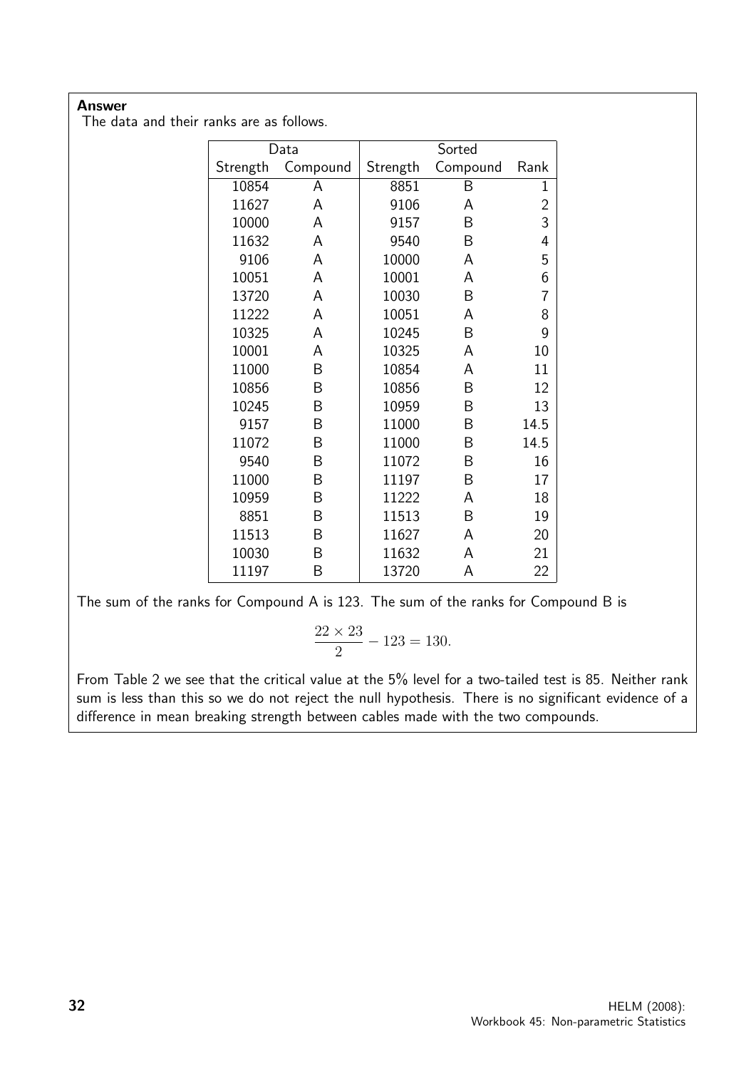**Answer**

The data and their ranks are as follows.

| Data | | Sorted | | |
|---|---|---|---|---|
| Strength | Compound | Strength | Compound | Rank |
| 10854 | A | 8851 | B | 1 |
| 11627 | A | 9106 | A | 2 |
| 10000 | A | 9157 | B | 3 |
| 11632 | A | 9540 | B | 4 |
| 9106 | A | 10000 | A | 5 |
| 10051 | A | 10001 | A | 6 |
| 13720 | A | 10030 | B | 7 |
| 11222 | A | 10051 | A | 8 |
| 10325 | A | 10245 | B | 9 |
| 10001 | A | 10325 | A | 10 |
| 11000 | B | 10854 | A | 11 |
| 10856 | B | 10856 | B | 12 |
| 10245 | B | 10959 | B | 13 |
| 9157 | B | 11000 | B | 14.5 |
| 11072 | B | 11000 | B | 14.5 |
| 9540 | B | 11072 | B | 16 |
| 11000 | B | 11197 | B | 17 |
| 10959 | B | 11222 | A | 18 |
| 8851 | B | 11513 | B | 19 |
| 11513 | B | 11627 | A | 20 |
| 10030 | B | 11632 | A | 21 |
| 11197 | B | 13720 | A | 22 |

The sum of the ranks for Compound A is 123. The sum of the ranks for Compound B is

$$\frac{22 \times 23}{2} - 123 = 130.$$

From Table 2 we see that the critical value at the 5% level for a two-tailed test is 85. Neither rank sum is less than this so we do not reject the null hypothesis. There is no significant evidence of a difference in mean breaking strength between cables made with the two compounds.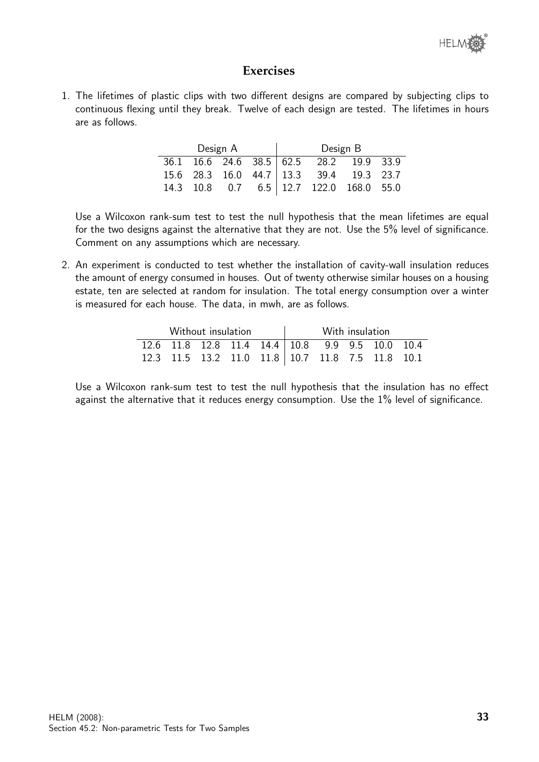## Exercises

1. The lifetimes of plastic clips with two different designs are compared by subjecting clips to continuous flexing until they break. Twelve of each design are tested. The lifetimes in hours are as follows.

| Design A | | | | Design B | | | |
|---|---|---|---|---|---|---|---|
| 36.1 | 16.6 | 24.6 | 38.5 | 62.5 | 28.2 | 19.9 | 33.9 |
| 15.6 | 28.3 | 16.0 | 44.7 | 13.3 | 39.4 | 19.3 | 23.7 |
| 14.3 | 10.8 | 0.7 | 6.5 | 12.7 | 122.0 | 168.0 | 55.0 |

Use a Wilcoxon rank-sum test to test the null hypothesis that the mean lifetimes are equal for the two designs against the alternative that they are not. Use the 5% level of significance. Comment on any assumptions which are necessary.

2. An experiment is conducted to test whether the installation of cavity-wall insulation reduces the amount of energy consumed in houses. Out of twenty otherwise similar houses on a housing estate, ten are selected at random for insulation. The total energy consumption over a winter is measured for each house. The data, in mwh, are as follows.

| Without insulation | | | | | With insulation | | | | |
|---|---|---|---|---|---|---|---|---|---|
| 12.6 | 11.8 | 12.8 | 11.4 | 14.4 | 10.8 | 9.9 | 9.5 | 10.0 | 10.4 |
| 12.3 | 11.5 | 13.2 | 11.0 | 11.8 | 10.7 | 11.8 | 7.5 | 11.8 | 10.1 |

Use a Wilcoxon rank-sum test to test the null hypothesis that the insulation has no effect against the alternative that it reduces energy consumption. Use the 1% level of significance.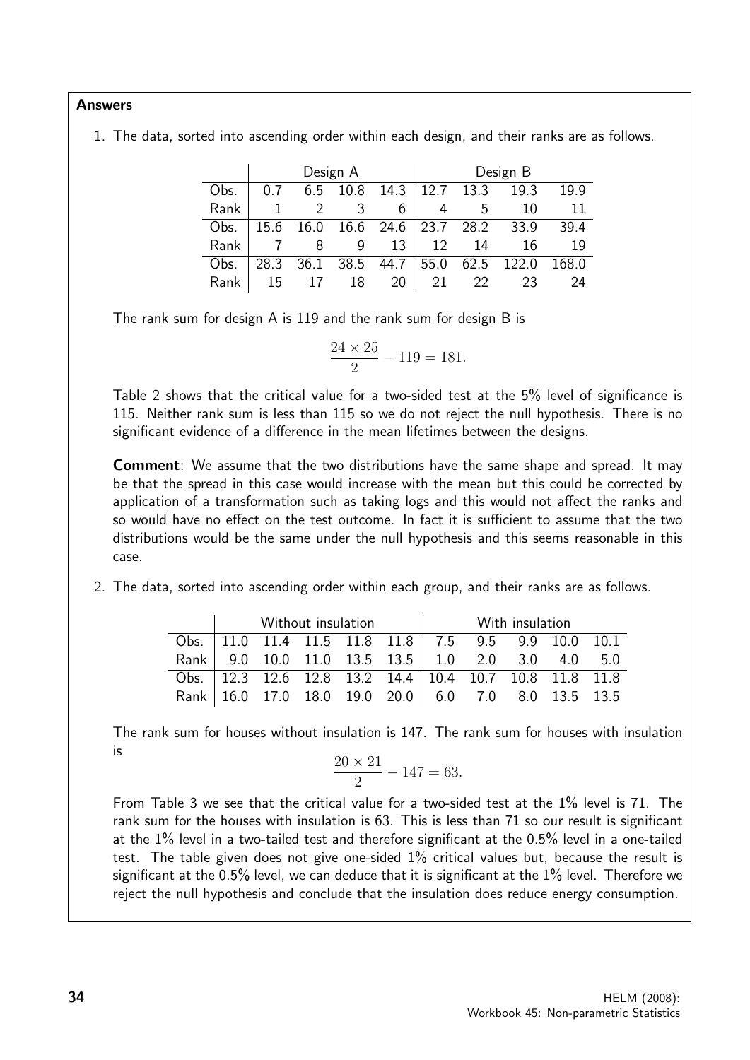**Answers**

1. The data, sorted into ascending order within each design, and their ranks are as follows.

| | Design A | | | | Design B | | | |
|---|---|---|---|---|---|---|---|---|
| Obs. | 0.7 | 6.5 | 10.8 | 14.3 | 12.7 | 13.3 | 19.3 | 19.9 |
| Rank | 1 | 2 | 3 | 6 | 4 | 5 | 10 | 11 |
| Obs. | 15.6 | 16.0 | 16.6 | 24.6 | 23.7 | 28.2 | 33.9 | 39.4 |
| Rank | 7 | 8 | 9 | 13 | 12 | 14 | 16 | 19 |
| Obs. | 28.3 | 36.1 | 38.5 | 44.7 | 55.0 | 62.5 | 122.0 | 168.0 |
| Rank | 15 | 17 | 18 | 20 | 21 | 22 | 23 | 24 |

The rank sum for design A is 119 and the rank sum for design B is

$$\frac{24 \times 25}{2} - 119 = 181.$$

Table 2 shows that the critical value for a two-sided test at the 5% level of significance is 115. Neither rank sum is less than 115 so we do not reject the null hypothesis. There is no significant evidence of a difference in the mean lifetimes between the designs.

**Comment**: We assume that the two distributions have the same shape and spread. It may be that the spread in this case would increase with the mean but this could be corrected by application of a transformation such as taking logs and this would not affect the ranks and so would have no effect on the test outcome. In fact it is sufficient to assume that the two distributions would be the same under the null hypothesis and this seems reasonable in this case.

2. The data, sorted into ascending order within each group, and their ranks are as follows.

| | Without insulation | | | | | With insulation | | | | |
|---|---|---|---|---|---|---|---|---|---|---|
| Obs. | 11.0 | 11.4 | 11.5 | 11.8 | 11.8 | 7.5 | 9.5 | 9.9 | 10.0 | 10.1 |
| Rank | 9.0 | 10.0 | 11.0 | 13.5 | 13.5 | 1.0 | 2.0 | 3.0 | 4.0 | 5.0 |
| Obs. | 12.3 | 12.6 | 12.8 | 13.2 | 14.4 | 10.4 | 10.7 | 10.8 | 11.8 | 11.8 |
| Rank | 16.0 | 17.0 | 18.0 | 19.0 | 20.0 | 6.0 | 7.0 | 8.0 | 13.5 | 13.5 |

The rank sum for houses without insulation is 147. The rank sum for houses with insulation is

$$\frac{20 \times 21}{2} - 147 = 63.$$

From Table 3 we see that the critical value for a two-sided test at the 1% level is 71. The rank sum for the houses with insulation is 63. This is less than 71 so our result is significant at the 1% level in a two-tailed test and therefore significant at the 0.5% level in a one-tailed test. The table given does not give one-sided 1% critical values but, because the result is significant at the 0.5% level, we can deduce that it is significant at the 1% level. Therefore we reject the null hypothesis and conclude that the insulation does reduce energy consumption.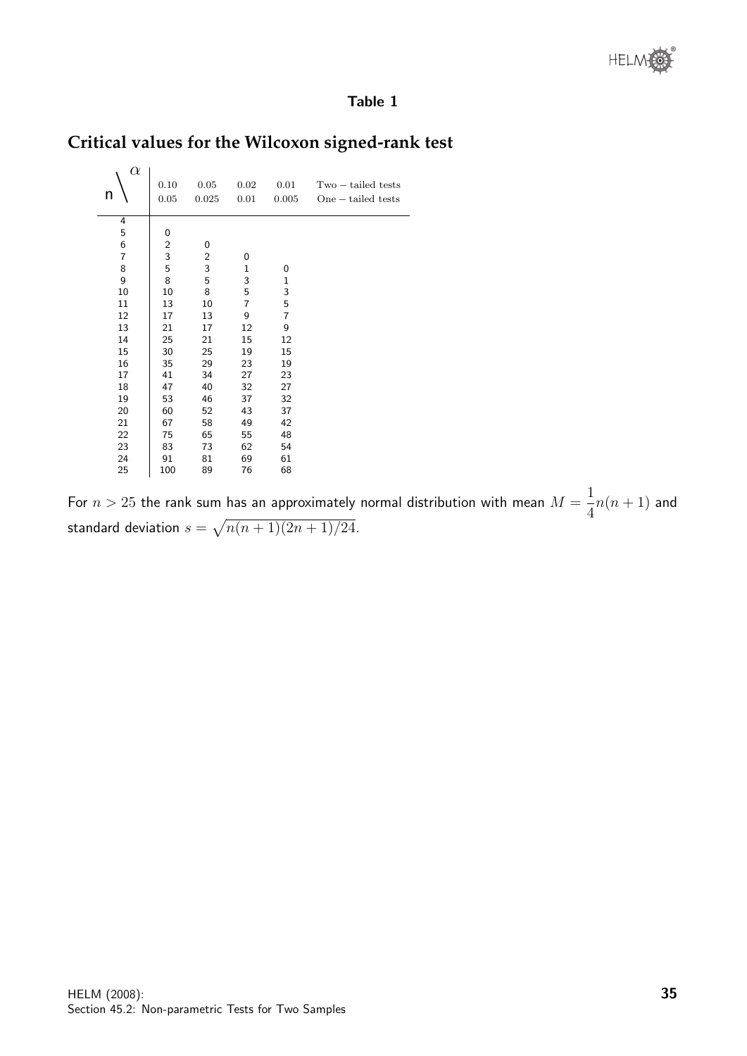**Table 1**

## Critical values for the Wilcoxon signed-rank test

| n \ $\alpha$ | 0.10 | 0.05 | 0.02 | 0.01 | Two − tailed tests |
|---|---|---|---|---|---|
| | 0.05 | 0.025 | 0.01 | 0.005 | One − tailed tests |
| 4 | | | | | |
| 5 | 0 | | | | |
| 6 | 2 | 0 | | | |
| 7 | 3 | 2 | 0 | | |
| 8 | 5 | 3 | 1 | 0 | |
| 9 | 8 | 5 | 3 | 1 | |
| 10 | 10 | 8 | 5 | 3 | |
| 11 | 13 | 10 | 7 | 5 | |
| 12 | 17 | 13 | 9 | 7 | |
| 13 | 21 | 17 | 12 | 9 | |
| 14 | 25 | 21 | 15 | 12 | |
| 15 | 30 | 25 | 19 | 15 | |
| 16 | 35 | 29 | 23 | 19 | |
| 17 | 41 | 34 | 27 | 23 | |
| 18 | 47 | 40 | 32 | 27 | |
| 19 | 53 | 46 | 37 | 32 | |
| 20 | 60 | 52 | 43 | 37 | |
| 21 | 67 | 58 | 49 | 42 | |
| 22 | 75 | 65 | 55 | 48 | |
| 23 | 83 | 73 | 62 | 54 | |
| 24 | 91 | 81 | 69 | 61 | |
| 25 | 100 | 89 | 76 | 68 | |

For $n > 25$ the rank sum has an approximately normal distribution with mean $M = \frac{1}{4}n(n+1)$ and standard deviation $s = \sqrt{n(n+1)(2n+1)/24}$.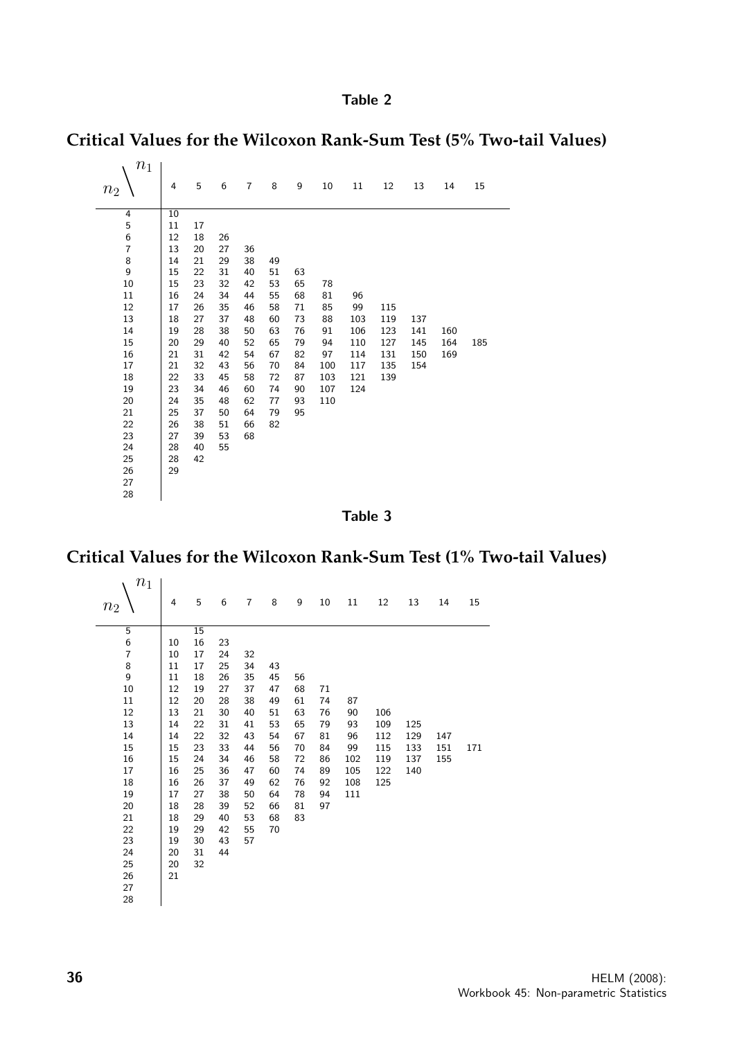**Table 2**

## Critical Values for the Wilcoxon Rank-Sum Test (5% Two-tail Values)

| $n_2$ \ $n_1$ | 4 | 5 | 6 | 7 | 8 | 9 | 10 | 11 | 12 | 13 | 14 | 15 |
|---|---|---|---|---|---|---|---|---|---|---|---|---|
| 4 | 10 | | | | | | | | | | | |
| 5 | 11 | 17 | | | | | | | | | | |
| 6 | 12 | 18 | 26 | | | | | | | | | |
| 7 | 13 | 20 | 27 | 36 | | | | | | | | |
| 8 | 14 | 21 | 29 | 38 | 49 | | | | | | | |
| 9 | 15 | 22 | 31 | 40 | 51 | 63 | | | | | | |
| 10 | 15 | 23 | 32 | 42 | 53 | 65 | 78 | | | | | |
| 11 | 16 | 24 | 34 | 44 | 55 | 68 | 81 | 96 | | | | |
| 12 | 17 | 26 | 35 | 46 | 58 | 71 | 85 | 99 | 115 | | | |
| 13 | 18 | 27 | 37 | 48 | 60 | 73 | 88 | 103 | 119 | 137 | | |
| 14 | 19 | 28 | 38 | 50 | 63 | 76 | 91 | 106 | 123 | 141 | 160 | |
| 15 | 20 | 29 | 40 | 52 | 65 | 79 | 94 | 110 | 127 | 145 | 164 | 185 |
| 16 | 21 | 31 | 42 | 54 | 67 | 82 | 97 | 114 | 131 | 150 | 169 | |
| 17 | 21 | 32 | 43 | 56 | 70 | 84 | 100 | 117 | 135 | 154 | | |
| 18 | 22 | 33 | 45 | 58 | 72 | 87 | 103 | 121 | 139 | | | |
| 19 | 23 | 34 | 46 | 60 | 74 | 90 | 107 | 124 | | | | |
| 20 | 24 | 35 | 48 | 62 | 77 | 93 | 110 | | | | | |
| 21 | 25 | 37 | 50 | 64 | 79 | 95 | | | | | | |
| 22 | 26 | 38 | 51 | 66 | 82 | | | | | | | |
| 23 | 27 | 39 | 53 | 68 | | | | | | | | |
| 24 | 28 | 40 | 55 | | | | | | | | | |
| 25 | 28 | 42 | | | | | | | | | | |
| 26 | 29 | | | | | | | | | | | |
| 27 | | | | | | | | | | | | |
| 28 | | | | | | | | | | | | |

**Table 3**

## Critical Values for the Wilcoxon Rank-Sum Test (1% Two-tail Values)

| $n_2$ \ $n_1$ | 4 | 5 | 6 | 7 | 8 | 9 | 10 | 11 | 12 | 13 | 14 | 15 |
|---|---|---|---|---|---|---|---|---|---|---|---|---|
| 5 | | 15 | | | | | | | | | | |
| 6 | 10 | 16 | 23 | | | | | | | | | |
| 7 | 10 | 17 | 24 | 32 | | | | | | | | |
| 8 | 11 | 17 | 25 | 34 | 43 | | | | | | | |
| 9 | 11 | 18 | 26 | 35 | 45 | 56 | | | | | | |
| 10 | 12 | 19 | 27 | 37 | 47 | 68 | 71 | | | | | |
| 11 | 12 | 20 | 28 | 38 | 49 | 61 | 74 | 87 | | | | |
| 12 | 13 | 21 | 30 | 40 | 51 | 63 | 76 | 90 | 106 | | | |
| 13 | 14 | 22 | 31 | 41 | 53 | 65 | 79 | 93 | 109 | 125 | | |
| 14 | 14 | 22 | 32 | 43 | 54 | 67 | 81 | 96 | 112 | 129 | 147 | |
| 15 | 15 | 23 | 33 | 44 | 56 | 70 | 84 | 99 | 115 | 133 | 151 | 171 |
| 16 | 15 | 24 | 34 | 46 | 58 | 72 | 86 | 102 | 119 | 137 | 155 | |
| 17 | 16 | 25 | 36 | 47 | 60 | 74 | 89 | 105 | 122 | 140 | | |
| 18 | 16 | 26 | 37 | 49 | 62 | 76 | 92 | 108 | 125 | | | |
| 19 | 17 | 27 | 38 | 50 | 64 | 78 | 94 | 111 | | | | |
| 20 | 18 | 28 | 39 | 52 | 66 | 81 | 97 | | | | | |
| 21 | 18 | 29 | 40 | 53 | 68 | 83 | | | | | | |
| 22 | 19 | 29 | 42 | 55 | 70 | | | | | | | |
| 23 | 19 | 30 | 43 | 57 | | | | | | | | |
| 24 | 20 | 31 | 44 | | | | | | | | | |
| 25 | 20 | 32 | | | | | | | | | | |
| 26 | 21 | | | | | | | | | | | |
| 27 | | | | | | | | | | | | |
| 28 | | | | | | | | | | | | |